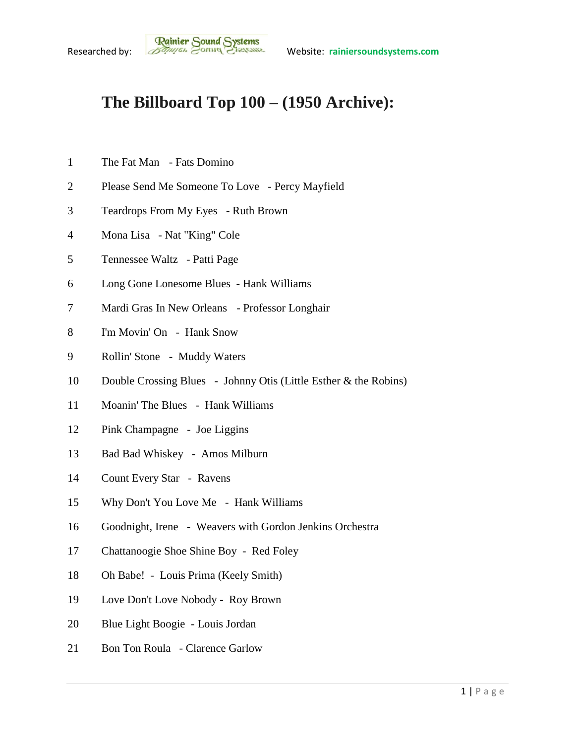Researched by: Rainier Sound Systems Website: rainiersoundsystems.com

# The Billboard Top 100 – (1950 Archive):

1 The Fat Man - Fats Domino

2 Please Send Me Someone To Love - Percy Mayfield

3 Teardrops From My Eyes - Ruth Brown

4 Mona Lisa - Nat "King" Cole

5 Tennessee Waltz - Patti Page

6 Long Gone Lonesome Blues - Hank Williams

7 Mardi Gras In New Orleans - Professor Longhair

8 I'm Movin' On - Hank Snow

9 Rollin' Stone - Muddy Waters

10 Double Crossing Blues - Johnny Otis (Little Esther & the Robins)

11 Moanin' The Blues - Hank Williams

12 Pink Champagne - Joe Liggins

13 Bad Bad Whiskey - Amos Milburn

14 Count Every Star - Ravens

15 Why Don't You Love Me - Hank Williams

16 Goodnight, Irene - Weavers with Gordon Jenkins Orchestra

17 Chattanoogie Shoe Shine Boy - Red Foley

18 Oh Babe! - Louis Prima (Keely Smith)

19 Love Don't Love Nobody - Roy Brown

20 Blue Light Boogie - Louis Jordan

21 Bon Ton Roula - Clarence Garlow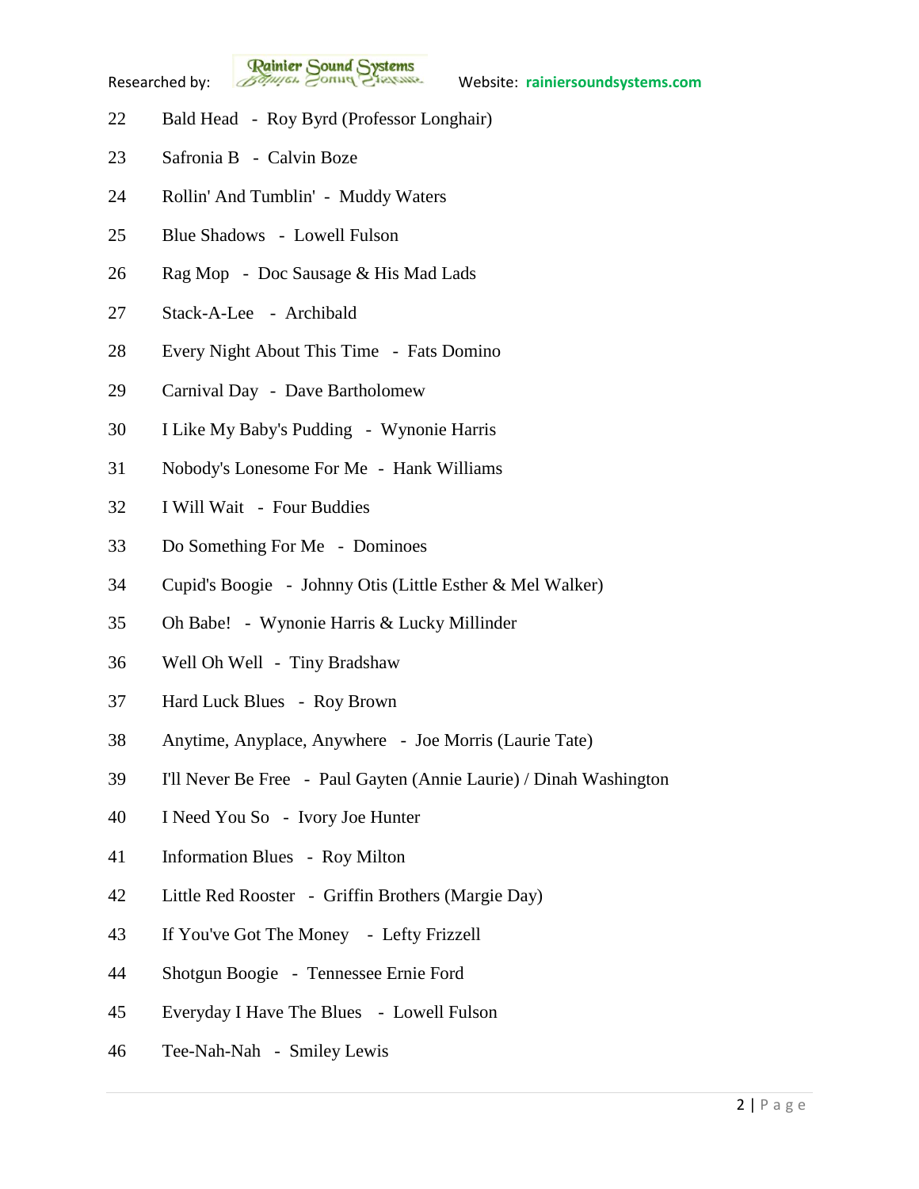22 Bald Head - Roy Byrd (Professor Longhair)

23 Safronia B - Calvin Boze

24 Rollin' And Tumblin' - Muddy Waters

25 Blue Shadows - Lowell Fulson

26 Rag Mop - Doc Sausage & His Mad Lads

27 Stack-A-Lee - Archibald

28 Every Night About This Time - Fats Domino

29 Carnival Day - Dave Bartholomew

30 I Like My Baby's Pudding - Wynonie Harris

31 Nobody's Lonesome For Me - Hank Williams

32 I Will Wait - Four Buddies

33 Do Something For Me - Dominoes

34 Cupid's Boogie - Johnny Otis (Little Esther & Mel Walker)

35 Oh Babe! - Wynonie Harris & Lucky Millinder

36 Well Oh Well - Tiny Bradshaw

37 Hard Luck Blues - Roy Brown

38 Anytime, Anyplace, Anywhere - Joe Morris (Laurie Tate)

39 I'll Never Be Free - Paul Gayten (Annie Laurie) / Dinah Washington

40 I Need You So - Ivory Joe Hunter

41 Information Blues - Roy Milton

42 Little Red Rooster - Griffin Brothers (Margie Day)

43 If You've Got The Money - Lefty Frizzell

44 Shotgun Boogie - Tennessee Ernie Ford

45 Everyday I Have The Blues - Lowell Fulson

46 Tee-Nah-Nah - Smiley Lewis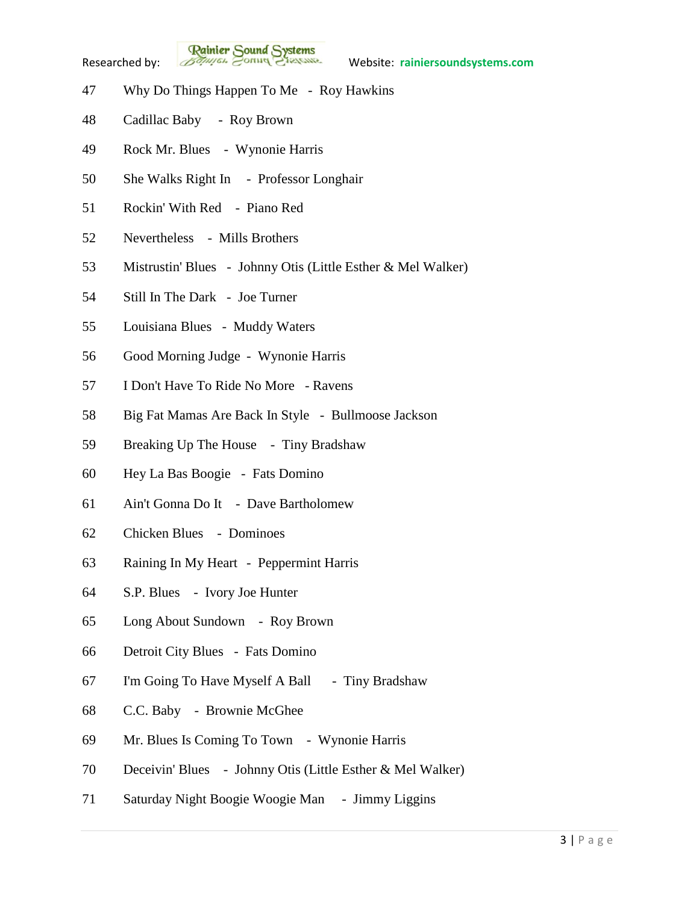47 Why Do Things Happen To Me - Roy Hawkins

48 Cadillac Baby - Roy Brown

49 Rock Mr. Blues - Wynonie Harris

50 She Walks Right In - Professor Longhair

51 Rockin' With Red - Piano Red

52 Nevertheless - Mills Brothers

53 Mistrustin' Blues - Johnny Otis (Little Esther & Mel Walker)

54 Still In The Dark - Joe Turner

55 Louisiana Blues - Muddy Waters

56 Good Morning Judge - Wynonie Harris

57 I Don't Have To Ride No More - Ravens

58 Big Fat Mamas Are Back In Style - Bullmoose Jackson

59 Breaking Up The House - Tiny Bradshaw

60 Hey La Bas Boogie - Fats Domino

61 Ain't Gonna Do It - Dave Bartholomew

62 Chicken Blues - Dominoes

63 Raining In My Heart - Peppermint Harris

64 S.P. Blues - Ivory Joe Hunter

65 Long About Sundown - Roy Brown

66 Detroit City Blues - Fats Domino

67 I'm Going To Have Myself A Ball - Tiny Bradshaw

68 C.C. Baby - Brownie McGhee

69 Mr. Blues Is Coming To Town - Wynonie Harris

70 Deceivin' Blues - Johnny Otis (Little Esther & Mel Walker)

71 Saturday Night Boogie Woogie Man - Jimmy Liggins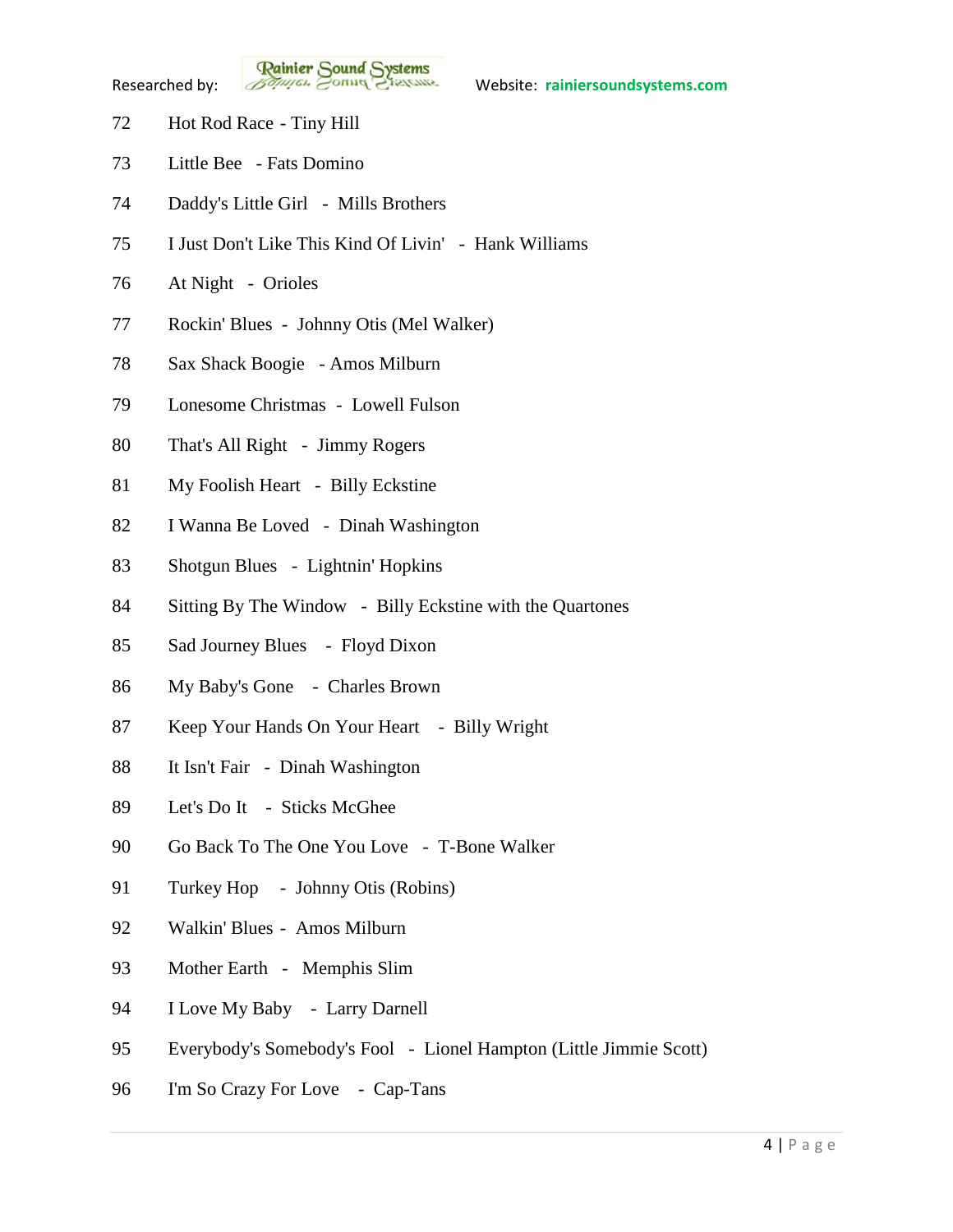72 Hot Rod Race - Tiny Hill

73 Little Bee - Fats Domino

74 Daddy's Little Girl - Mills Brothers

75 I Just Don't Like This Kind Of Livin' - Hank Williams

76 At Night - Orioles

77 Rockin' Blues - Johnny Otis (Mel Walker)

78 Sax Shack Boogie - Amos Milburn

79 Lonesome Christmas - Lowell Fulson

80 That's All Right - Jimmy Rogers

81 My Foolish Heart - Billy Eckstine

82 I Wanna Be Loved - Dinah Washington

83 Shotgun Blues - Lightnin' Hopkins

84 Sitting By The Window - Billy Eckstine with the Quartones

85 Sad Journey Blues - Floyd Dixon

86 My Baby's Gone - Charles Brown

87 Keep Your Hands On Your Heart - Billy Wright

88 It Isn't Fair - Dinah Washington

89 Let's Do It - Sticks McGhee

90 Go Back To The One You Love - T-Bone Walker

91 Turkey Hop - Johnny Otis (Robins)

92 Walkin' Blues - Amos Milburn

93 Mother Earth - Memphis Slim

94 I Love My Baby - Larry Darnell

95 Everybody's Somebody's Fool - Lionel Hampton (Little Jimmie Scott)

96 I'm So Crazy For Love - Cap-Tans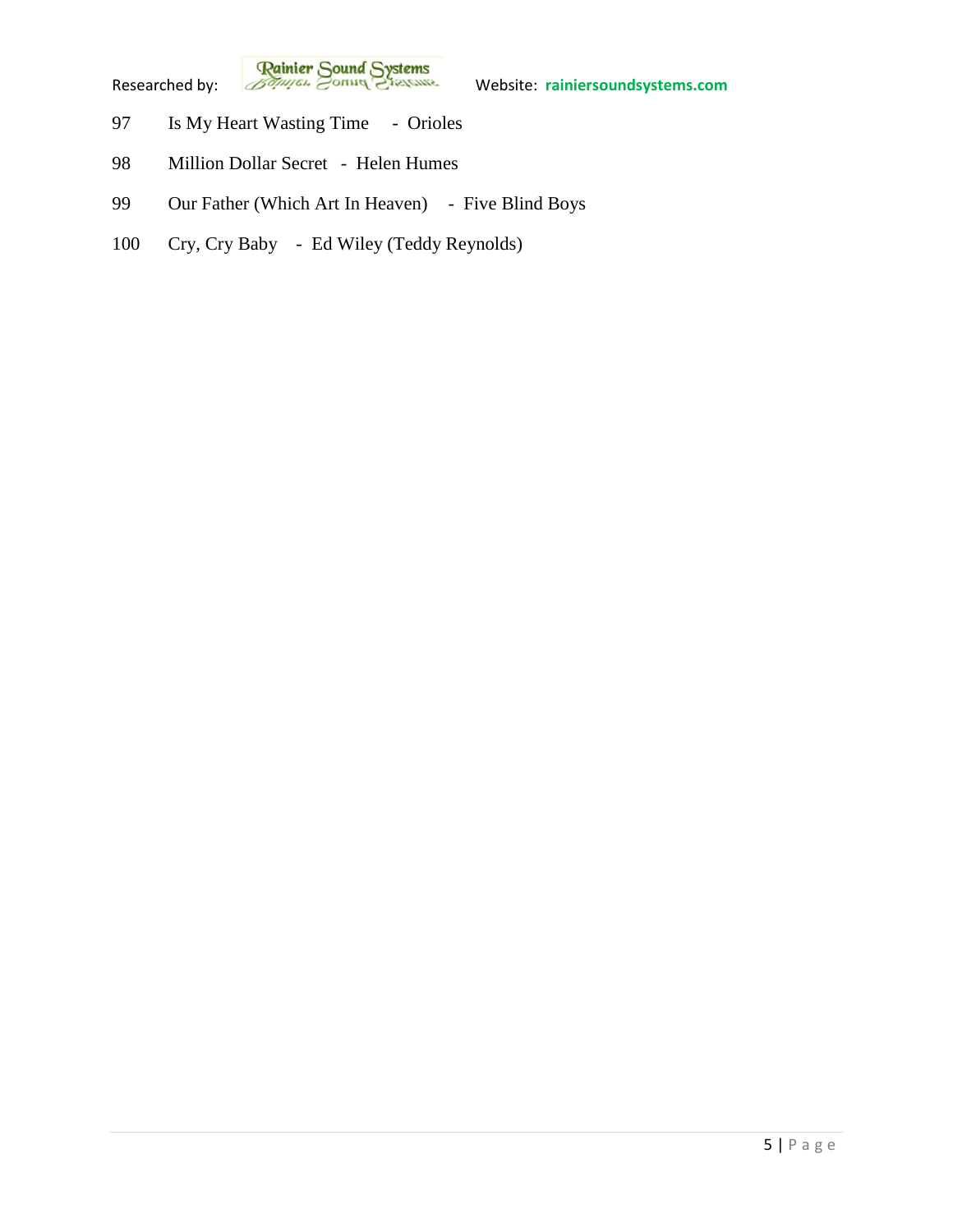97 Is My Heart Wasting Time - Orioles

98 Million Dollar Secret - Helen Humes

99 Our Father (Which Art In Heaven) - Five Blind Boys

100 Cry, Cry Baby - Ed Wiley (Teddy Reynolds)